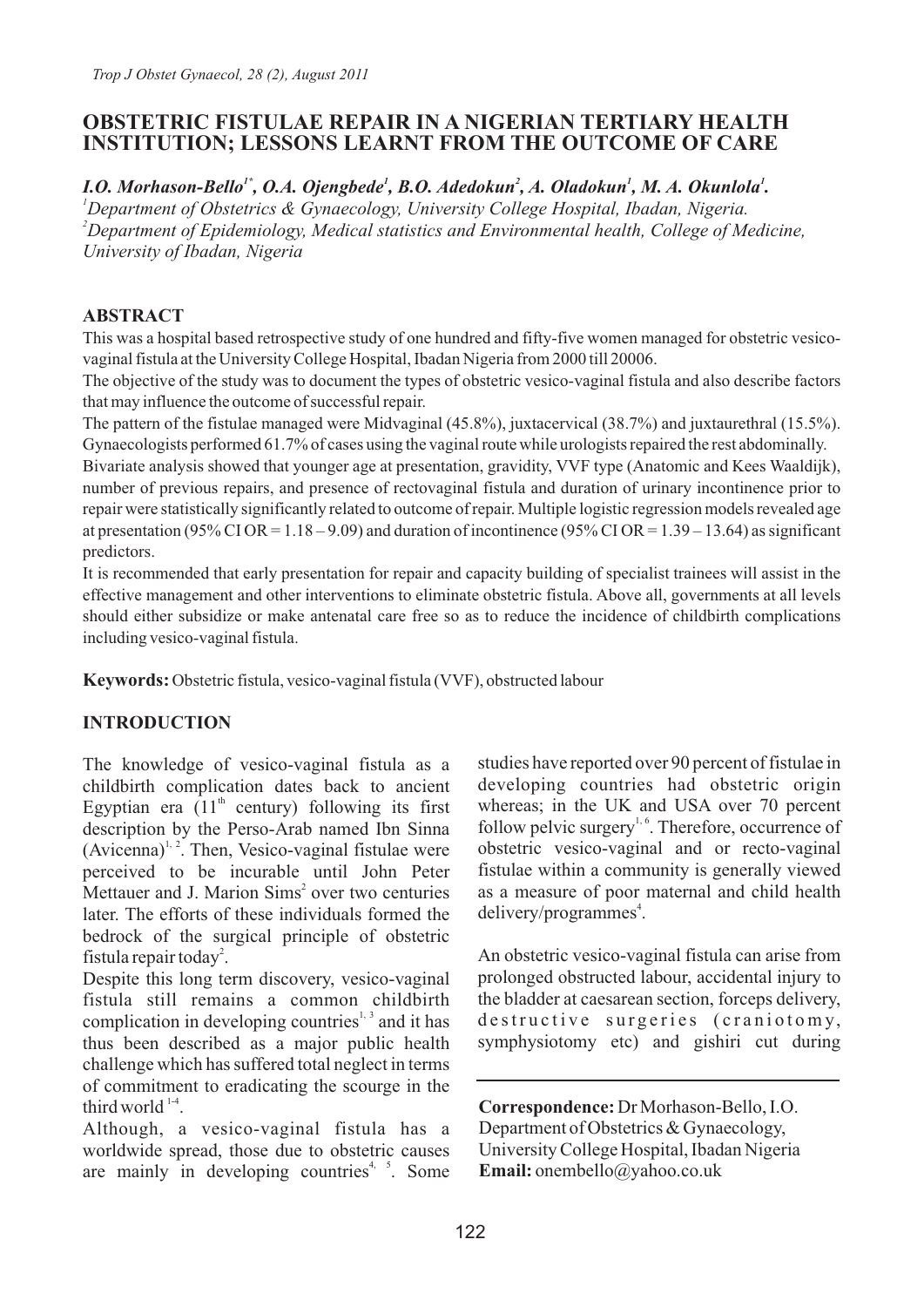# OBSTETRIC FISTULAE REPAIR IN A NIGERIAN TERTIARY HEALTH INSTITUTION; LESSONS LEARNT FROM THE OUTCOME OF CARE

***I.O. Morhason-Bello[1*], O.A. Ojengbede[1], B.O. Adedokun[2], A. Oladokun[1], M. A. Okunlola[1].***

*[1]Department of Obstetrics & Gynaecology, University College Hospital, Ibadan, Nigeria.*
*[2]Department of Epidemiology, Medical statistics and Environmental health, College of Medicine, University of Ibadan, Nigeria*

## ABSTRACT

This was a hospital based retrospective study of one hundred and fifty-five women managed for obstetric vesico-vaginal fistula at the University College Hospital, Ibadan Nigeria from 2000 till 20006.

The objective of the study was to document the types of obstetric vesico-vaginal fistula and also describe factors that may influence the outcome of successful repair.

The pattern of the fistulae managed were Midvaginal (45.8%), juxtacervical (38.7%) and juxtaurethral (15.5%). Gynaecologists performed 61.7% of cases using the vaginal route while urologists repaired the rest abdominally.

Bivariate analysis showed that younger age at presentation, gravidity, VVF type (Anatomic and Kees Waaldijk), number of previous repairs, and presence of rectovaginal fistula and duration of urinary incontinence prior to repair were statistically significantly related to outcome of repair. Multiple logistic regression models revealed age at presentation (95% CI OR = 1.18 – 9.09) and duration of incontinence (95% CI OR = 1.39 – 13.64) as significant predictors.

It is recommended that early presentation for repair and capacity building of specialist trainees will assist in the effective management and other interventions to eliminate obstetric fistula. Above all, governments at all levels should either subsidize or make antenatal care free so as to reduce the incidence of childbirth complications including vesico-vaginal fistula.

**Keywords:** Obstetric fistula, vesico-vaginal fistula (VVF), obstructed labour

## INTRODUCTION

The knowledge of vesico-vaginal fistula as a childbirth complication dates back to ancient Egyptian era (11th century) following its first description by the Perso-Arab named Ibn Sinna (Avicenna)[1, 2]. Then, Vesico-vaginal fistulae were perceived to be incurable until John Peter Mettauer and J. Marion Sims[2] over two centuries later. The efforts of these individuals formed the bedrock of the surgical principle of obstetric fistula repair today[2].

Despite this long term discovery, vesico-vaginal fistula still remains a common childbirth complication in developing countries[1, 3] and it has thus been described as a major public health challenge which has suffered total neglect in terms of commitment to eradicating the scourge in the third world[1-4].

Although, a vesico-vaginal fistula has a worldwide spread, those due to obstetric causes are mainly in developing countries[4, 5]. Some studies have reported over 90 percent of fistulae in developing countries had obstetric origin whereas; in the UK and USA over 70 percent follow pelvic surgery[1, 6]. Therefore, occurrence of obstetric vesico-vaginal and or recto-vaginal fistulae within a community is generally viewed as a measure of poor maternal and child health delivery/programmes[4].

An obstetric vesico-vaginal fistula can arise from prolonged obstructed labour, accidental injury to the bladder at caesarean section, forceps delivery, destructive surgeries (craniotomy, symphysiotomy etc) and gishiri cut during

**Correspondence:** Dr Morhason-Bello, I.O.
Department of Obstetrics & Gynaecology,
University College Hospital, Ibadan Nigeria
**Email:** onembello@yahoo.co.uk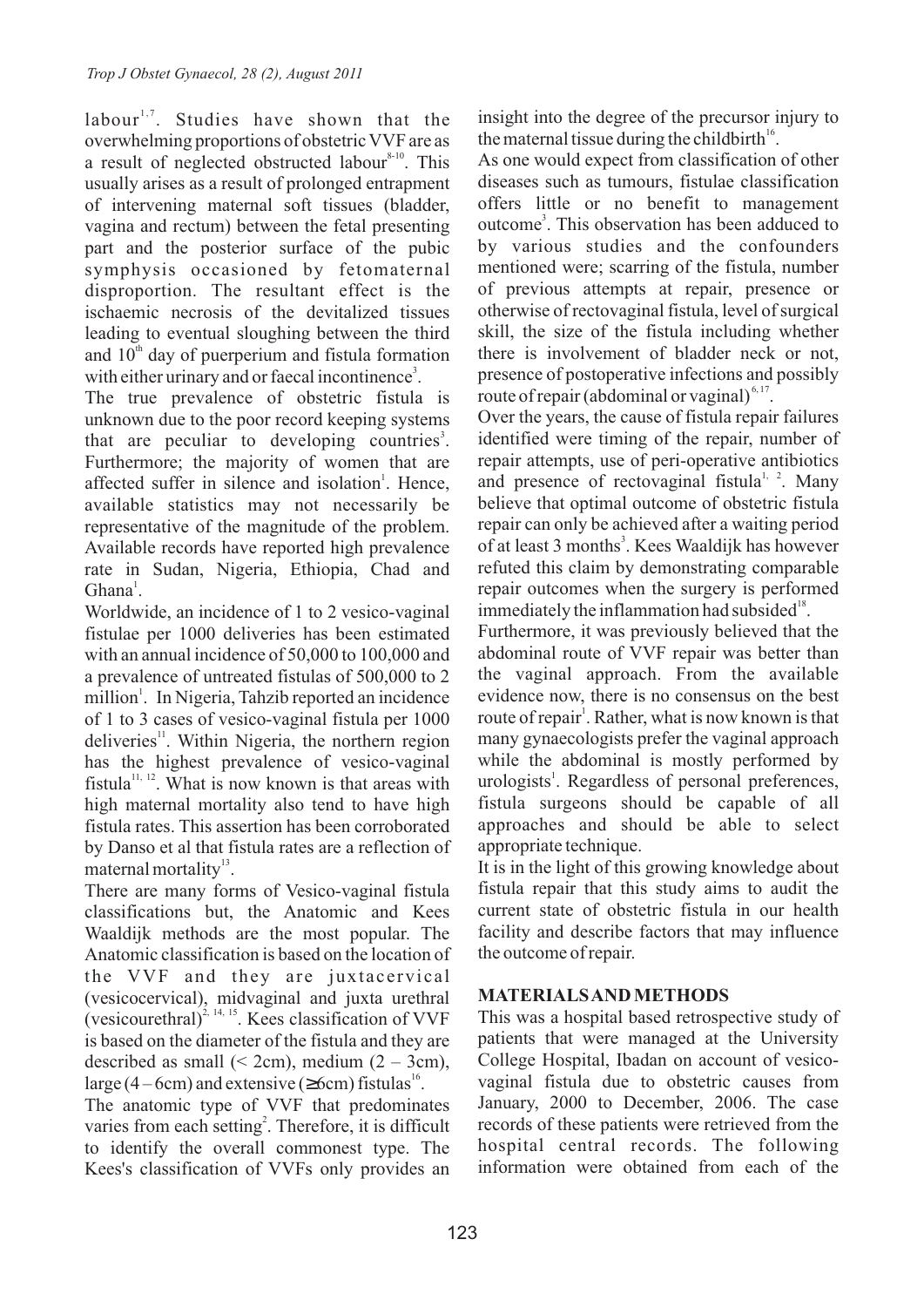labour[1,7]. Studies have shown that the overwhelming proportions of obstetric VVF are as a result of neglected obstructed labour[8-10]. This usually arises as a result of prolonged entrapment of intervening maternal soft tissues (bladder, vagina and rectum) between the fetal presenting part and the posterior surface of the pubic symphysis occasioned by fetomaternal disproportion. The resultant effect is the ischaemic necrosis of the devitalized tissues leading to eventual sloughing between the third and 10th day of puerperium and fistula formation with either urinary and or faecal incontinence[3].

The true prevalence of obstetric fistula is unknown due to the poor record keeping systems that are peculiar to developing countries[3]. Furthermore; the majority of women that are affected suffer in silence and isolation[1]. Hence, available statistics may not necessarily be representative of the magnitude of the problem. Available records have reported high prevalence rate in Sudan, Nigeria, Ethiopia, Chad and Ghana[1].

Worldwide, an incidence of 1 to 2 vesico-vaginal fistulae per 1000 deliveries has been estimated with an annual incidence of 50,000 to 100,000 and a prevalence of untreated fistulas of 500,000 to 2 million[1]. In Nigeria, Tahzib reported an incidence of 1 to 3 cases of vesico-vaginal fistula per 1000 deliveries[11]. Within Nigeria, the northern region has the highest prevalence of vesico-vaginal fistula[11, 12]. What is now known is that areas with high maternal mortality also tend to have high fistula rates. This assertion has been corroborated by Danso et al that fistula rates are a reflection of maternal mortality[13].

There are many forms of Vesico-vaginal fistula classifications but, the Anatomic and Kees Waaldijk methods are the most popular. The Anatomic classification is based on the location of the VVF and they are juxtacervical (vesicocervical), midvaginal and juxta urethral (vesicourethral)[2, 14, 15]. Kees classification of VVF is based on the diameter of the fistula and they are described as small (< 2cm), medium (2 – 3cm), large (4 – 6cm) and extensive (≥6cm) fistulas[16].

The anatomic type of VVF that predominates varies from each setting[2]. Therefore, it is difficult to identify the overall commonest type. The Kees's classification of VVFs only provides an insight into the degree of the precursor injury to the maternal tissue during the childbirth[16].

As one would expect from classification of other diseases such as tumours, fistulae classification offers little or no benefit to management outcome[3]. This observation has been adduced to by various studies and the confounders mentioned were; scarring of the fistula, number of previous attempts at repair, presence or otherwise of rectovaginal fistula, level of surgical skill, the size of the fistula including whether there is involvement of bladder neck or not, presence of postoperative infections and possibly route of repair (abdominal or vaginal)[6, 17].

Over the years, the cause of fistula repair failures identified were timing of the repair, number of repair attempts, use of peri-operative antibiotics and presence of rectovaginal fistula[1, 2]. Many believe that optimal outcome of obstetric fistula repair can only be achieved after a waiting period of at least 3 months[3]. Kees Waaldijk has however refuted this claim by demonstrating comparable repair outcomes when the surgery is performed immediately the inflammation had subsided[18].

Furthermore, it was previously believed that the abdominal route of VVF repair was better than the vaginal approach. From the available evidence now, there is no consensus on the best route of repair[1]. Rather, what is now known is that many gynaecologists prefer the vaginal approach while the abdominal is mostly performed by urologists[1]. Regardless of personal preferences, fistula surgeons should be capable of all approaches and should be able to select appropriate technique.

It is in the light of this growing knowledge about fistula repair that this study aims to audit the current state of obstetric fistula in our health facility and describe factors that may influence the outcome of repair.

## MATERIALS AND METHODS

This was a hospital based retrospective study of patients that were managed at the University College Hospital, Ibadan on account of vesico-vaginal fistula due to obstetric causes from January, 2000 to December, 2006. The case records of these patients were retrieved from the hospital central records. The following information were obtained from each of the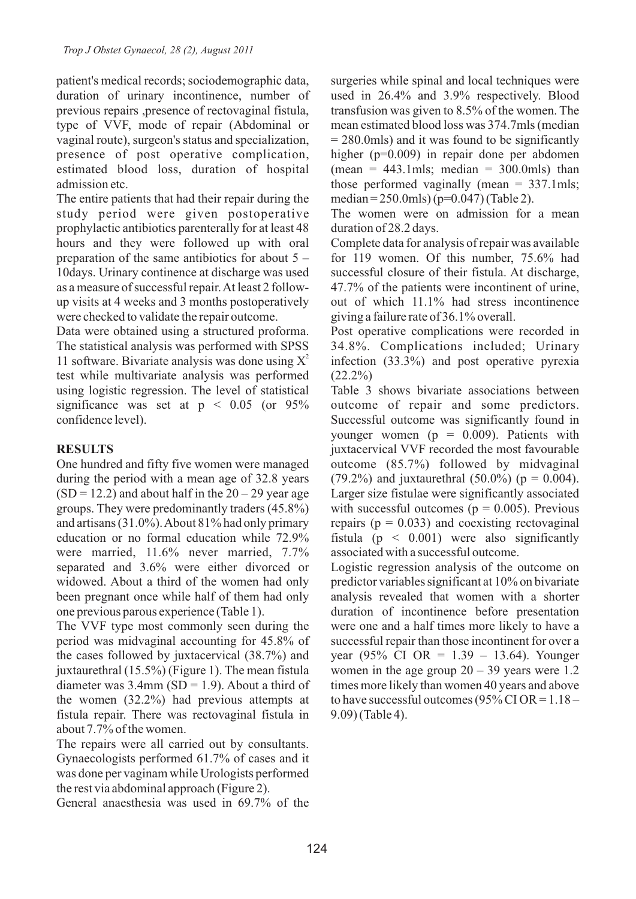patient's medical records; sociodemographic data, duration of urinary incontinence, number of previous repairs ,presence of rectovaginal fistula, type of VVF, mode of repair (Abdominal or vaginal route), surgeon's status and specialization, presence of post operative complication, estimated blood loss, duration of hospital admission etc.

The entire patients that had their repair during the study period were given postoperative prophylactic antibiotics parenterally for at least 48 hours and they were followed up with oral preparation of the same antibiotics for about 5 – 10days. Urinary continence at discharge was used as a measure of successful repair. At least 2 follow-up visits at 4 weeks and 3 months postoperatively were checked to validate the repair outcome.

Data were obtained using a structured proforma. The statistical analysis was performed with SPSS 11 software. Bivariate analysis was done using $X^2$ test while multivariate analysis was performed using logistic regression. The level of statistical significance was set at $p < 0.05$ (or 95% confidence level).

## RESULTS

One hundred and fifty five women were managed during the period with a mean age of 32.8 years (SD = 12.2) and about half in the 20 – 29 year age groups. They were predominantly traders (45.8%) and artisans (31.0%). About 81% had only primary education or no formal education while 72.9% were married, 11.6% never married, 7.7% separated and 3.6% were either divorced or widowed. About a third of the women had only been pregnant once while half of them had only one previous parous experience (Table 1).

The VVF type most commonly seen during the period was midvaginal accounting for 45.8% of the cases followed by juxtacervical (38.7%) and juxtaurethral (15.5%) (Figure 1). The mean fistula diameter was 3.4mm (SD = 1.9). About a third of the women (32.2%) had previous attempts at fistula repair. There was rectovaginal fistula in about 7.7% of the women.

The repairs were all carried out by consultants. Gynaecologists performed 61.7% of cases and it was done per vaginam while Urologists performed the rest via abdominal approach (Figure 2).

General anaesthesia was used in 69.7% of the surgeries while spinal and local techniques were used in 26.4% and 3.9% respectively. Blood transfusion was given to 8.5% of the women. The mean estimated blood loss was 374.7mls (median = 280.0mls) and it was found to be significantly higher (p=0.009) in repair done per abdomen (mean = 443.1mls; median = 300.0mls) than those performed vaginally (mean = 337.1mls; median = 250.0mls) (p=0.047) (Table 2).

The women were on admission for a mean duration of 28.2 days.

Complete data for analysis of repair was available for 119 women. Of this number, 75.6% had successful closure of their fistula. At discharge, 47.7% of the patients were incontinent of urine, out of which 11.1% had stress incontinence giving a failure rate of 36.1% overall.

Post operative complications were recorded in 34.8%. Complications included; Urinary infection (33.3%) and post operative pyrexia (22.2%)

Table 3 shows bivariate associations between outcome of repair and some predictors. Successful outcome was significantly found in younger women (p = 0.009). Patients with juxtacervical VVF recorded the most favourable outcome (85.7%) followed by midvaginal (79.2%) and juxtaurethral (50.0%) (p = 0.004). Larger size fistulae were significantly associated with successful outcomes (p = 0.005). Previous repairs (p = 0.033) and coexisting rectovaginal fistula (p < 0.001) were also significantly associated with a successful outcome.

Logistic regression analysis of the outcome on predictor variables significant at 10% on bivariate analysis revealed that women with a shorter duration of incontinence before presentation were one and a half times more likely to have a successful repair than those incontinent for over a year (95% CI OR = 1.39 – 13.64). Younger women in the age group 20 – 39 years were 1.2 times more likely than women 40 years and above to have successful outcomes (95% CI OR = 1.18 – 9.09) (Table 4).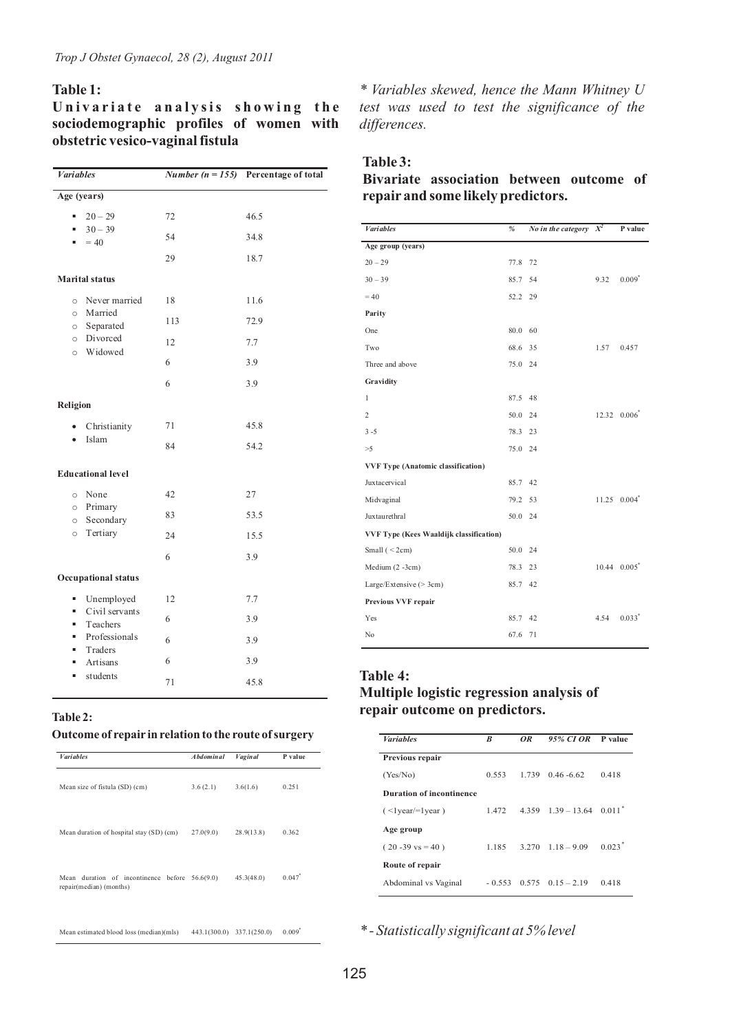**Table 1:**
**Univariate analysis showing the sociodemographic profiles of women with obstetric vesico-vaginal fistula**

| *Variables* | *Number (n = 155)* | Percentage of total |
|---|---|---|
| **Age (years)** | | |
| ▪ 20 – 29 | 72 | 46.5 |
| ▪ 30 – 39 | 54 | 34.8 |
| ▪ = 40 | 29 | 18.7 |
| **Marital status** | | |
| ○ Never married | 18 | 11.6 |
| ○ Married | 113 | 72.9 |
| ○ Separated | 12 | 7.7 |
| ○ Divorced | 6 | 3.9 |
| ○ Widowed | 6 | 3.9 |
| **Religion** | | |
| • Christianity | 71 | 45.8 |
| • Islam | 84 | 54.2 |
| **Educational level** | | |
| ○ None | 42 | 27 |
| ○ Primary | 83 | 53.5 |
| ○ Secondary | 24 | 15.5 |
| ○ Tertiary | 6 | 3.9 |
| **Occupational status** | | |
| ▪ Unemployed | 12 | 7.7 |
| ▪ Civil servants | 6 | 3.9 |
| ▪ Teachers | 6 | 3.9 |
| ▪ Professionals | 6 | 3.9 |
| ▪ Traders | 71 | 45.8 |
| ▪ Artisans | | |
| ▪ students | | |

**Table 2:**
**Outcome of repair in relation to the route of surgery**

| *Variables* | *Abdominal* | *Vaginal* | P value |
|---|---|---|---|
| Mean size of fistula (SD) (cm) | 3.6 (2.1) | 3.6(1.6) | 0.251 |
| Mean duration of hospital stay (SD) (cm) | 27.0(9.0) | 28.9(13.8) | 0.362 |
| Mean duration of incontinence before repair(median) (months) | 56.6(9.0) | 45.3(48.0) | 0.047* |
| Mean estimated blood loss (median)(mls) | 443.1(300.0) | 337.1(250.0) | 0.009* |

*\* Variables skewed, hence the Mann Whitney U test was used to test the significance of the differences.*

**Table 3:**
**Bivariate association between outcome of repair and some likely predictors.**

| *Variables* | *%* | *No in the category* | $X^2$ | P value |
|---|---|---|---|---|
| **Age group (years)** | | | | |
| 20 – 29 | 77.8 | 72 | | |
| 30 – 39 | 85.7 | 54 | 9.32 | 0.009* |
| = 40 | 52.2 | 29 | | |
| **Parity** | | | | |
| One | 80.0 | 60 | | |
| Two | 68.6 | 35 | 1.57 | 0.457 |
| Three and above | 75.0 | 24 | | |
| **Gravidity** | | | | |
| 1 | 87.5 | 48 | | |
| 2 | 50.0 | 24 | 12.32 | 0.006* |
| 3 -5 | 78.3 | 23 | | |
| >5 | 75.0 | 24 | | |
| **VVF Type (Anatomic classification)** | | | | |
| Juxtacervical | 85.7 | 42 | | |
| Midvaginal | 79.2 | 53 | 11.25 | 0.004* |
| Juxtaurethral | 50.0 | 24 | | |
| **VVF Type (Kees Waaldijk classification)** | | | | |
| Small ( < 2cm) | 50.0 | 24 | | |
| Medium (2 -3cm) | 78.3 | 23 | 10.44 | 0.005* |
| Large/Extensive (> 3cm) | 85.7 | 42 | | |
| **Previous VVF repair** | | | | |
| Yes | 85.7 | 42 | 4.54 | 0.033* |
| No | 67.6 | 71 | | |

**Table 4:**
**Multiple logistic regression analysis of repair outcome on predictors.**

| *Variables* | *B* | *OR* | *95% CI OR* | P value |
|---|---|---|---|---|
| **Previous repair** | | | | |
| (Yes/No) | 0.553 | 1.739 | 0.46 -6.62 | 0.418 |
| **Duration of incontinence** | | | | |
| ( <1year/=1year ) | 1.472 | 4.359 | 1.39 – 13.64 | 0.011* |
| **Age group** | | | | |
| ( 20 -39 vs = 40 ) | 1.185 | 3.270 | 1.18 – 9.09 | 0.023* |
| **Route of repair** | | | | |
| Abdominal vs Vaginal | - 0.553 | 0.575 | 0.15 – 2.19 | 0.418 |

*\* - Statistically significant at 5% level*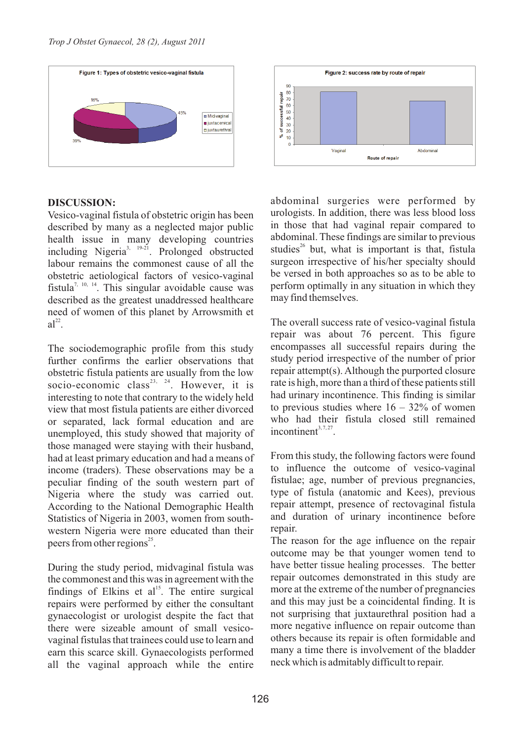Figure 1: Types of obstetric vesico-vaginal fistula

Figure 2: success rate by route of repair

## DISCUSSION:

Vesico-vaginal fistula of obstetric origin has been described by many as a neglected major public health issue in many developing countries including Nigeria[3, 19-21]. Prolonged obstructed labour remains the commonest cause of all the obstetric aetiological factors of vesico-vaginal fistula[7, 10, 14]. This singular avoidable cause was described as the greatest unaddressed healthcare need of women of this planet by Arrowsmith et al[22].

The sociodemographic profile from this study further confirms the earlier observations that obstetric fistula patients are usually from the low socio-economic class[23, 24]. However, it is interesting to note that contrary to the widely held view that most fistula patients are either divorced or separated, lack formal education and are unemployed, this study showed that majority of those managed were staying with their husband, had at least primary education and had a means of income (traders). These observations may be a peculiar finding of the south western part of Nigeria where the study was carried out. According to the National Demographic Health Statistics of Nigeria in 2003, women from south-western Nigeria were more educated than their peers from other regions[25].

During the study period, midvaginal fistula was the commonest and this was in agreement with the findings of Elkins et al[15]. The entire surgical repairs were performed by either the consultant gynaecologist or urologist despite the fact that there were sizeable amount of small vesico-vaginal fistulas that trainees could use to learn and earn this scarce skill. Gynaecologists performed all the vaginal approach while the entire abdominal surgeries were performed by urologists. In addition, there was less blood loss in those that had vaginal repair compared to abdominal. These findings are similar to previous studies[26] but, what is important is that, fistula surgeon irrespective of his/her specialty should be versed in both approaches so as to be able to perform optimally in any situation in which they may find themselves.

The overall success rate of vesico-vaginal fistula repair was about 76 percent. This figure encompasses all successful repairs during the study period irrespective of the number of prior repair attempt(s). Although the purported closure rate is high, more than a third of these patients still had urinary incontinence. This finding is similar to previous studies where 16 – 32% of women who had their fistula closed still remained incontinent[3, 7, 27].

From this study, the following factors were found to influence the outcome of vesico-vaginal fistulae; age, number of previous pregnancies, type of fistula (anatomic and Kees), previous repair attempt, presence of rectovaginal fistula and duration of urinary incontinence before repair.

The reason for the age influence on the repair outcome may be that younger women tend to have better tissue healing processes. The better repair outcomes demonstrated in this study are more at the extreme of the number of pregnancies and this may just be a coincidental finding. It is not surprising that juxtaurethral position had a more negative influence on repair outcome than others because its repair is often formidable and many a time there is involvement of the bladder neck which is admitably difficult to repair.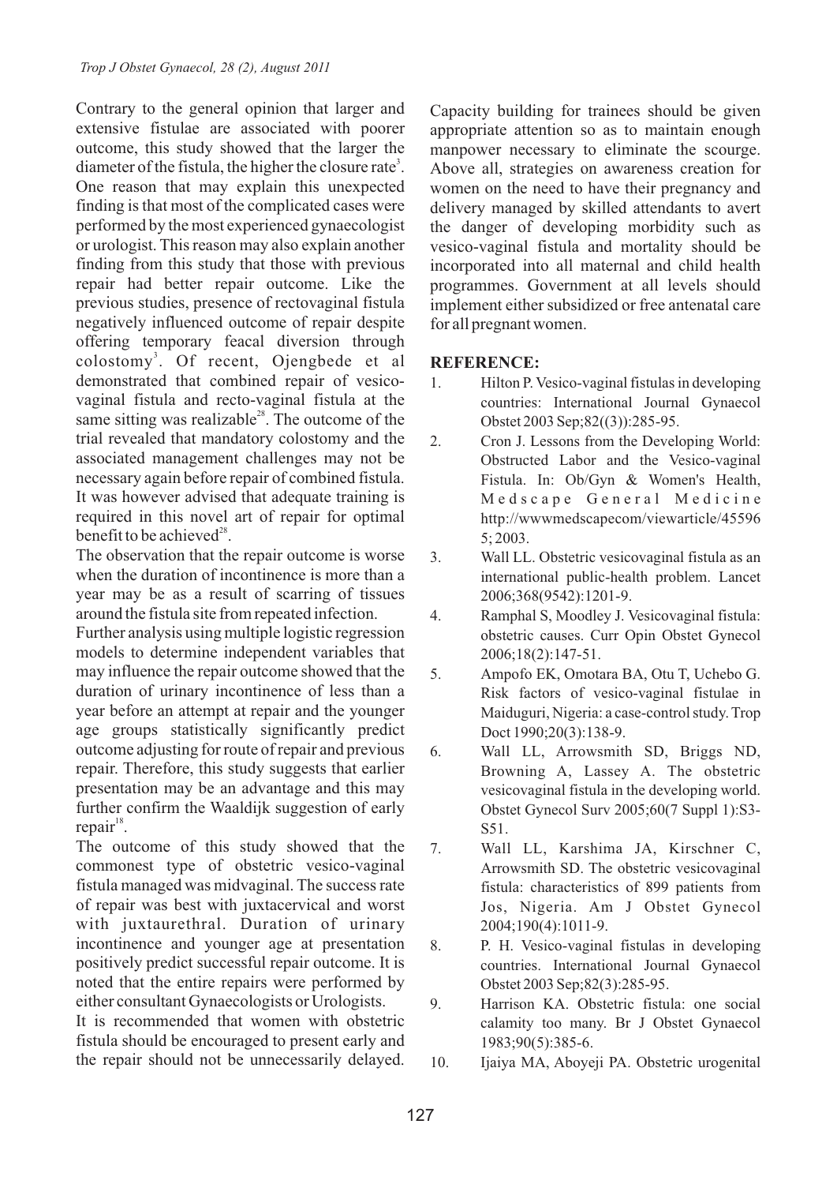Contrary to the general opinion that larger and extensive fistulae are associated with poorer outcome, this study showed that the larger the diameter of the fistula, the higher the closure rate[3]. One reason that may explain this unexpected finding is that most of the complicated cases were performed by the most experienced gynaecologist or urologist. This reason may also explain another finding from this study that those with previous repair had better repair outcome. Like the previous studies, presence of rectovaginal fistula negatively influenced outcome of repair despite offering temporary feacal diversion through colostomy[3]. Of recent, Ojengbede et al demonstrated that combined repair of vesico-vaginal fistula and recto-vaginal fistula at the same sitting was realizable[28]. The outcome of the trial revealed that mandatory colostomy and the associated management challenges may not be necessary again before repair of combined fistula. It was however advised that adequate training is required in this novel art of repair for optimal benefit to be achieved[28].

The observation that the repair outcome is worse when the duration of incontinence is more than a year may be as a result of scarring of tissues around the fistula site from repeated infection.

Further analysis using multiple logistic regression models to determine independent variables that may influence the repair outcome showed that the duration of urinary incontinence of less than a year before an attempt at repair and the younger age groups statistically significantly predict outcome adjusting for route of repair and previous repair. Therefore, this study suggests that earlier presentation may be an advantage and this may further confirm the Waaldijk suggestion of early repair[18].

The outcome of this study showed that the commonest type of obstetric vesico-vaginal fistula managed was midvaginal. The success rate of repair was best with juxtacervical and worst with juxtaurethral. Duration of urinary incontinence and younger age at presentation positively predict successful repair outcome. It is noted that the entire repairs were performed by either consultant Gynaecologists or Urologists.

It is recommended that women with obstetric fistula should be encouraged to present early and the repair should not be unnecessarily delayed. Capacity building for trainees should be given appropriate attention so as to maintain enough manpower necessary to eliminate the scourge. Above all, strategies on awareness creation for women on the need to have their pregnancy and delivery managed by skilled attendants to avert the danger of developing morbidity such as vesico-vaginal fistula and mortality should be incorporated into all maternal and child health programmes. Government at all levels should implement either subsidized or free antenatal care for all pregnant women.

## REFERENCE:

1. Hilton P. Vesico-vaginal fistulas in developing countries: International Journal Gynaecol Obstet 2003 Sep;82((3)):285-95.
2. Cron J. Lessons from the Developing World: Obstructed Labor and the Vesico-vaginal Fistula. In: Ob/Gyn & Women's Health, Medscape General Medicine http://wwwmedscapecom/viewarticle/455965; 2003.
3. Wall LL. Obstetric vesicovaginal fistula as an international public-health problem. Lancet 2006;368(9542):1201-9.
4. Ramphal S, Moodley J. Vesicovaginal fistula: obstetric causes. Curr Opin Obstet Gynecol 2006;18(2):147-51.
5. Ampofo EK, Omotara BA, Otu T, Uchebo G. Risk factors of vesico-vaginal fistulae in Maiduguri, Nigeria: a case-control study. Trop Doct 1990;20(3):138-9.
6. Wall LL, Arrowsmith SD, Briggs ND, Browning A, Lassey A. The obstetric vesicovaginal fistula in the developing world. Obstet Gynecol Surv 2005;60(7 Suppl 1):S3-S51.
7. Wall LL, Karshima JA, Kirschner C, Arrowsmith SD. The obstetric vesicovaginal fistula: characteristics of 899 patients from Jos, Nigeria. Am J Obstet Gynecol 2004;190(4):1011-9.
8. P. H. Vesico-vaginal fistulas in developing countries. International Journal Gynaecol Obstet 2003 Sep;82(3):285-95.
9. Harrison KA. Obstetric fistula: one social calamity too many. Br J Obstet Gynaecol 1983;90(5):385-6.
10. Ijaiya MA, Aboyeji PA. Obstetric urogenital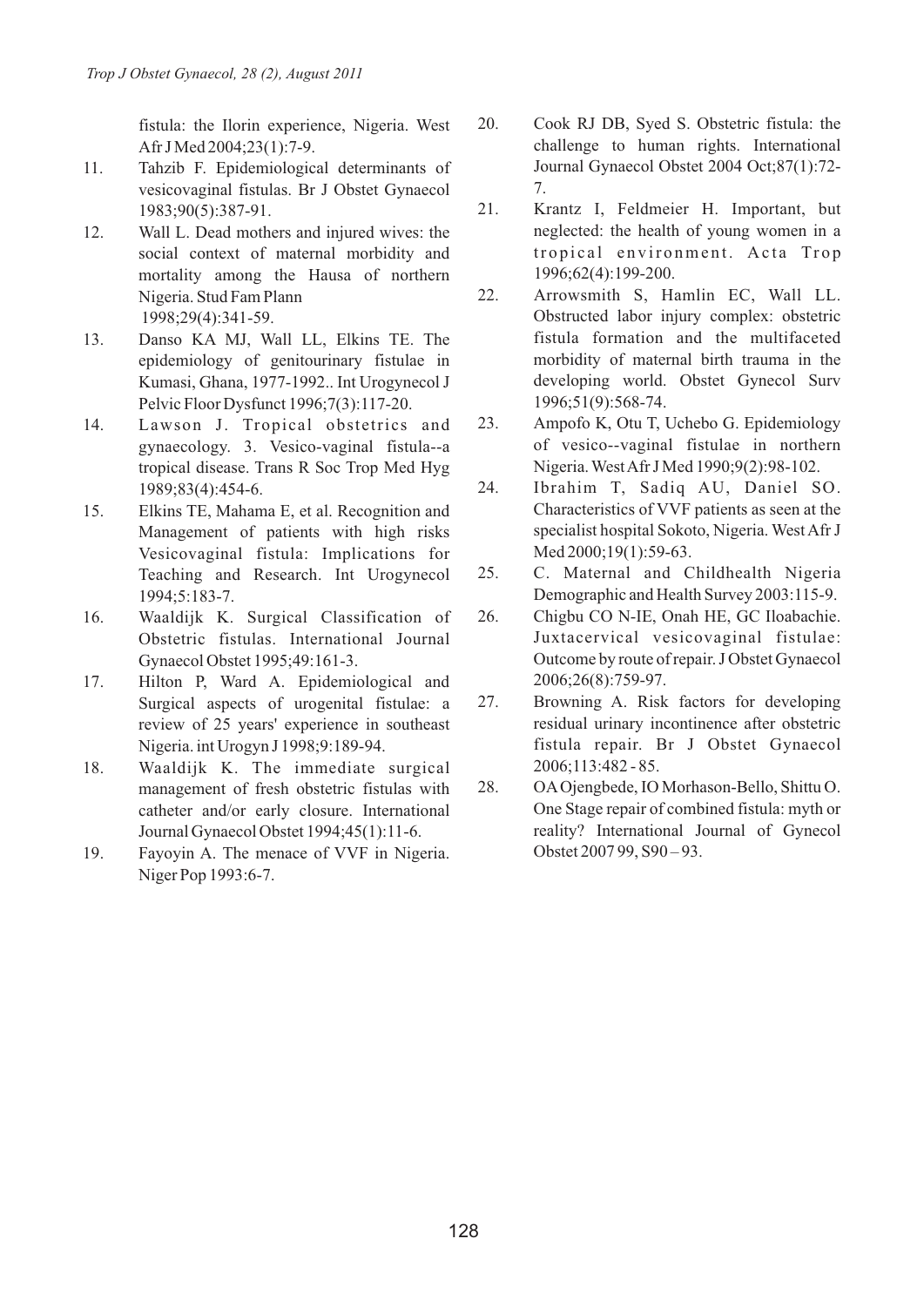fistula: the Ilorin experience, Nigeria. West Afr J Med 2004;23(1):7-9.

11. Tahzib F. Epidemiological determinants of vesicovaginal fistulas. Br J Obstet Gynaecol 1983;90(5):387-91.
12. Wall L. Dead mothers and injured wives: the social context of maternal morbidity and mortality among the Hausa of northern Nigeria. Stud Fam Plann 1998;29(4):341-59.
13. Danso KA MJ, Wall LL, Elkins TE. The epidemiology of genitourinary fistulae in Kumasi, Ghana, 1977-1992.. Int Urogynecol J Pelvic Floor Dysfunct 1996;7(3):117-20.
14. Lawson J. Tropical obstetrics and gynaecology. 3. Vesico-vaginal fistula--a tropical disease. Trans R Soc Trop Med Hyg 1989;83(4):454-6.
15. Elkins TE, Mahama E, et al. Recognition and Management of patients with high risks Vesicovaginal fistula: Implications for Teaching and Research. Int Urogynecol 1994;5:183-7.
16. Waaldijk K. Surgical Classification of Obstetric fistulas. International Journal Gynaecol Obstet 1995;49:161-3.
17. Hilton P, Ward A. Epidemiological and Surgical aspects of urogenital fistulae: a review of 25 years' experience in southeast Nigeria. int Urogyn J 1998;9:189-94.
18. Waaldijk K. The immediate surgical management of fresh obstetric fistulas with catheter and/or early closure. International Journal Gynaecol Obstet 1994;45(1):11-6.
19. Fayoyin A. The menace of VVF in Nigeria. Niger Pop 1993:6-7.
20. Cook RJ DB, Syed S. Obstetric fistula: the challenge to human rights. International Journal Gynaecol Obstet 2004 Oct;87(1):72-7.
21. Krantz I, Feldmeier H. Important, but neglected: the health of young women in a tropical environment. Acta Trop 1996;62(4):199-200.
22. Arrowsmith S, Hamlin EC, Wall LL. Obstructed labor injury complex: obstetric fistula formation and the multifaceted morbidity of maternal birth trauma in the developing world. Obstet Gynecol Surv 1996;51(9):568-74.
23. Ampofo K, Otu T, Uchebo G. Epidemiology of vesico--vaginal fistulae in northern Nigeria. West Afr J Med 1990;9(2):98-102.
24. Ibrahim T, Sadiq AU, Daniel SO. Characteristics of VVF patients as seen at the specialist hospital Sokoto, Nigeria. West Afr J Med 2000;19(1):59-63.
25. C. Maternal and Childhealth Nigeria Demographic and Health Survey 2003:115-9.
26. Chigbu CO N-IE, Onah HE, GC Iloabachie. Juxtacervical vesicovaginal fistulae: Outcome by route of repair. J Obstet Gynaecol 2006;26(8):759-97.
27. Browning A. Risk factors for developing residual urinary incontinence after obstetric fistula repair. Br J Obstet Gynaecol 2006;113:482 - 85.
28. OA Ojengbede, IO Morhason-Bello, Shittu O. One Stage repair of combined fistula: myth or reality? International Journal of Gynecol Obstet 2007 99, S90 – 93.